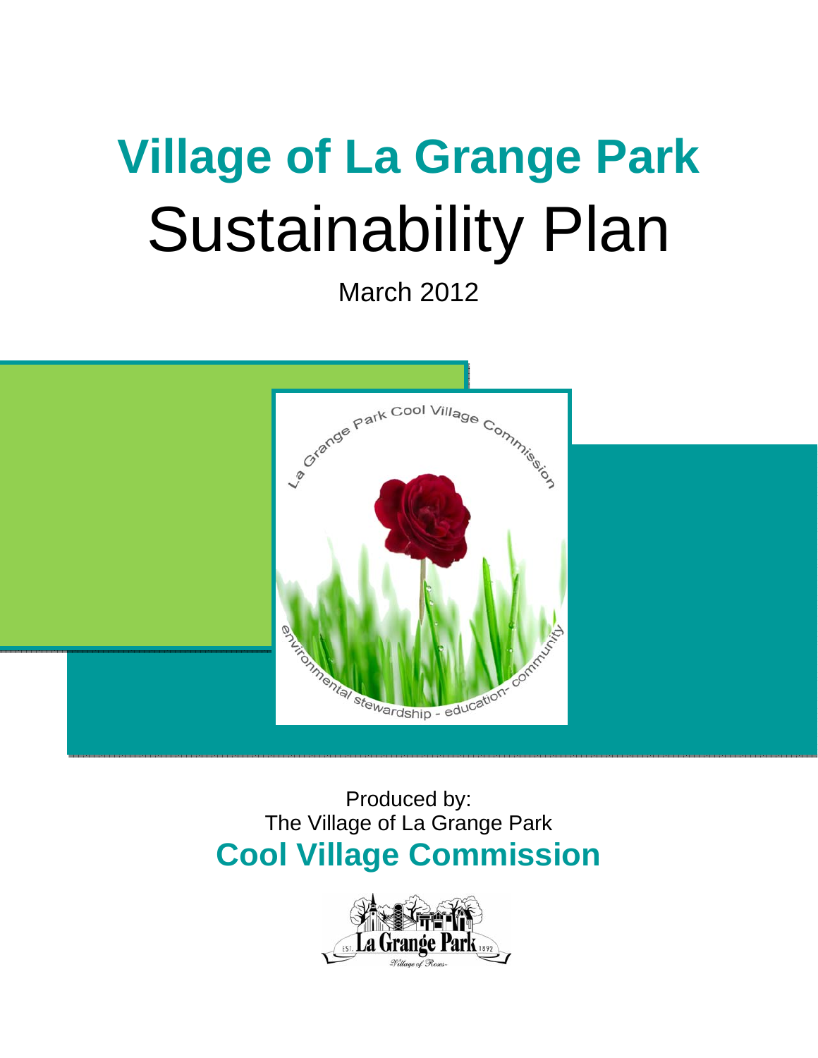# Village of La Grange Park

# Sustainability Plan

March 2012

Produced by:
The Village of La Grange Park
**Cool Village Commission**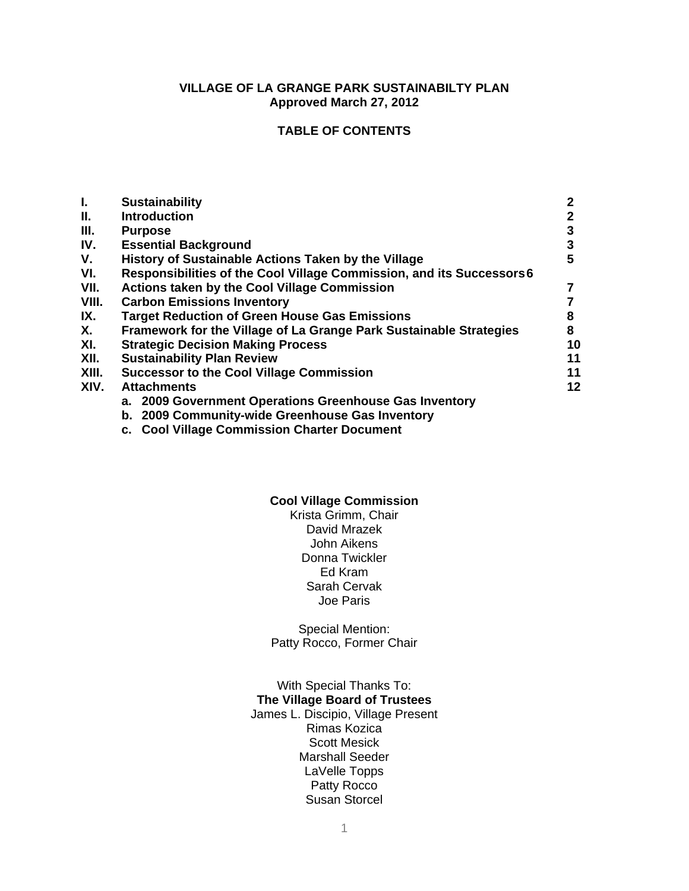**VILLAGE OF LA GRANGE PARK SUSTAINABILTY PLAN**
**Approved March 27, 2012**

**TABLE OF CONTENTS**

| | | |
|---|---|---|
| **I.** | **Sustainability** | **2** |
| **II.** | **Introduction** | **2** |
| **III.** | **Purpose** | **3** |
| **IV.** | **Essential Background** | **3** |
| **V.** | **History of Sustainable Actions Taken by the Village** | **5** |
| **VI.** | **Responsibilities of the Cool Village Commission, and its Successors** | **6** |
| **VII.** | **Actions taken by the Cool Village Commission** | **7** |
| **VIII.** | **Carbon Emissions Inventory** | **7** |
| **IX.** | **Target Reduction of Green House Gas Emissions** | **8** |
| **X.** | **Framework for the Village of La Grange Park Sustainable Strategies** | **8** |
| **XI.** | **Strategic Decision Making Process** | **10** |
| **XII.** | **Sustainability Plan Review** | **11** |
| **XIII.** | **Successor to the Cool Village Commission** | **11** |
| **XIV.** | **Attachments** | **12** |

a. **2009 Government Operations Greenhouse Gas Inventory**
b. **2009 Community-wide Greenhouse Gas Inventory**
c. **Cool Village Commission Charter Document**

**Cool Village Commission**
Krista Grimm, Chair
David Mrazek
John Aikens
Donna Twickler
Ed Kram
Sarah Cervak
Joe Paris

Special Mention:
Patty Rocco, Former Chair

With Special Thanks To:
**The Village Board of Trustees**
James L. Discipio, Village Present
Rimas Kozica
Scott Mesick
Marshall Seeder
LaVelle Topps
Patty Rocco
Susan Storcel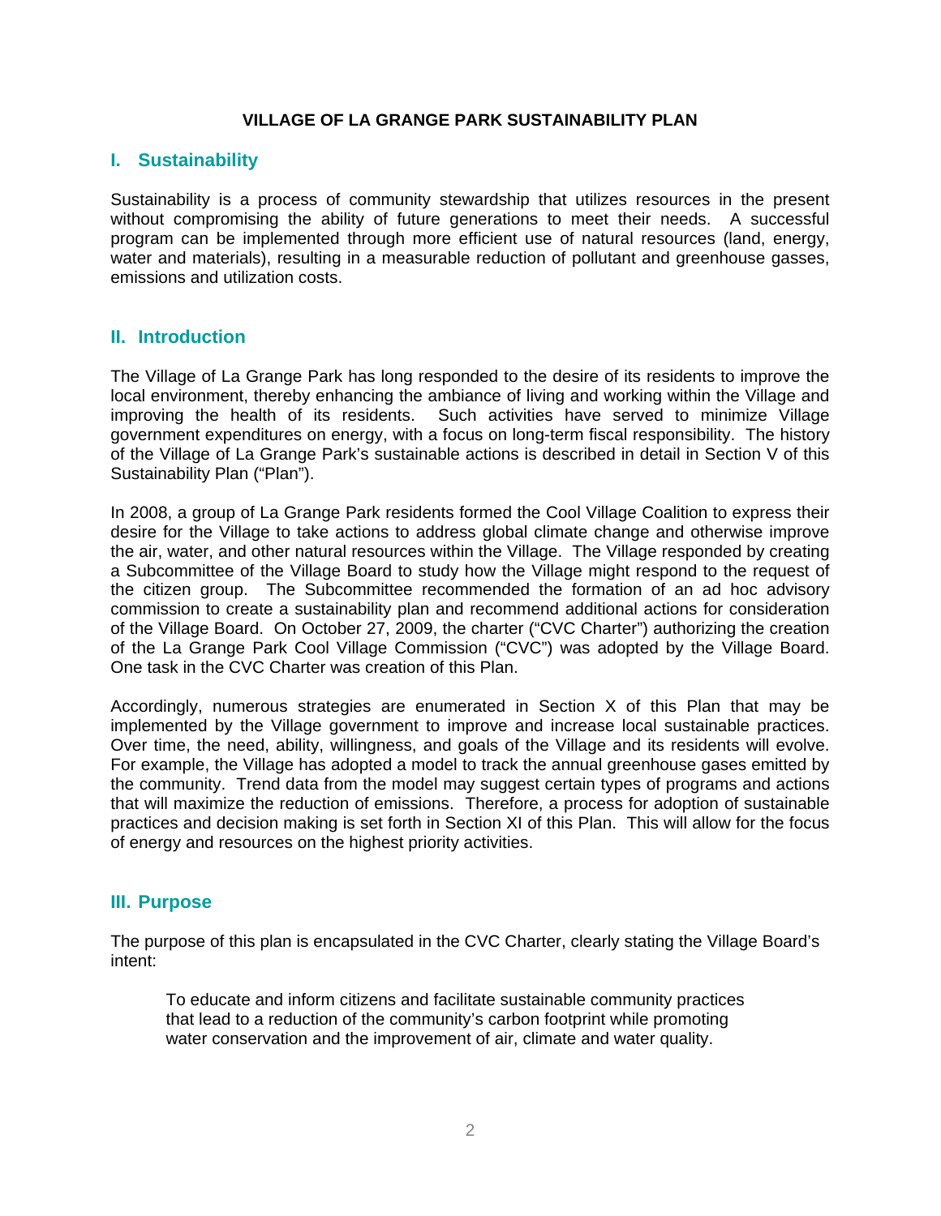# VILLAGE OF LA GRANGE PARK SUSTAINABILITY PLAN

## I. Sustainability

Sustainability is a process of community stewardship that utilizes resources in the present without compromising the ability of future generations to meet their needs. A successful program can be implemented through more efficient use of natural resources (land, energy, water and materials), resulting in a measurable reduction of pollutant and greenhouse gasses, emissions and utilization costs.

## II. Introduction

The Village of La Grange Park has long responded to the desire of its residents to improve the local environment, thereby enhancing the ambiance of living and working within the Village and improving the health of its residents. Such activities have served to minimize Village government expenditures on energy, with a focus on long-term fiscal responsibility. The history of the Village of La Grange Park's sustainable actions is described in detail in Section V of this Sustainability Plan ("Plan").

In 2008, a group of La Grange Park residents formed the Cool Village Coalition to express their desire for the Village to take actions to address global climate change and otherwise improve the air, water, and other natural resources within the Village. The Village responded by creating a Subcommittee of the Village Board to study how the Village might respond to the request of the citizen group. The Subcommittee recommended the formation of an ad hoc advisory commission to create a sustainability plan and recommend additional actions for consideration of the Village Board. On October 27, 2009, the charter ("CVC Charter") authorizing the creation of the La Grange Park Cool Village Commission ("CVC") was adopted by the Village Board. One task in the CVC Charter was creation of this Plan.

Accordingly, numerous strategies are enumerated in Section X of this Plan that may be implemented by the Village government to improve and increase local sustainable practices. Over time, the need, ability, willingness, and goals of the Village and its residents will evolve. For example, the Village has adopted a model to track the annual greenhouse gases emitted by the community. Trend data from the model may suggest certain types of programs and actions that will maximize the reduction of emissions. Therefore, a process for adoption of sustainable practices and decision making is set forth in Section XI of this Plan. This will allow for the focus of energy and resources on the highest priority activities.

## III. Purpose

The purpose of this plan is encapsulated in the CVC Charter, clearly stating the Village Board's intent:

> To educate and inform citizens and facilitate sustainable community practices that lead to a reduction of the community's carbon footprint while promoting water conservation and the improvement of air, climate and water quality.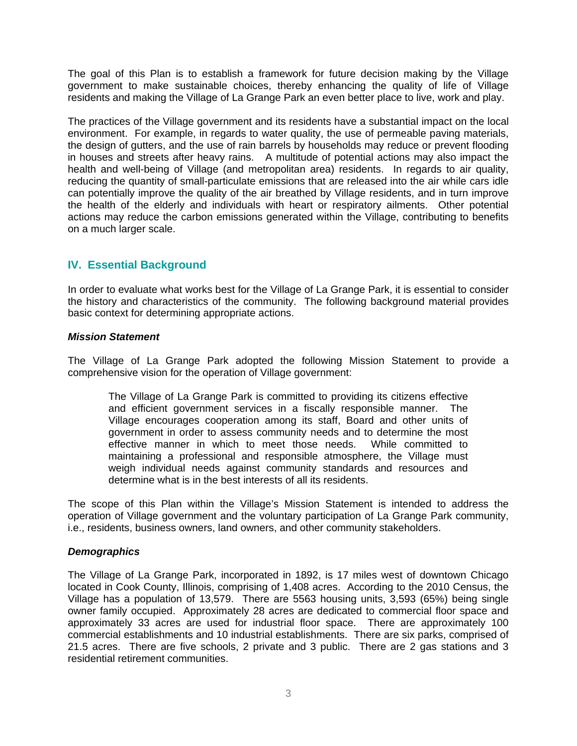The goal of this Plan is to establish a framework for future decision making by the Village government to make sustainable choices, thereby enhancing the quality of life of Village residents and making the Village of La Grange Park an even better place to live, work and play.

The practices of the Village government and its residents have a substantial impact on the local environment. For example, in regards to water quality, the use of permeable paving materials, the design of gutters, and the use of rain barrels by households may reduce or prevent flooding in houses and streets after heavy rains. A multitude of potential actions may also impact the health and well-being of Village (and metropolitan area) residents. In regards to air quality, reducing the quantity of small-particulate emissions that are released into the air while cars idle can potentially improve the quality of the air breathed by Village residents, and in turn improve the health of the elderly and individuals with heart or respiratory ailments. Other potential actions may reduce the carbon emissions generated within the Village, contributing to benefits on a much larger scale.

## IV. Essential Background

In order to evaluate what works best for the Village of La Grange Park, it is essential to consider the history and characteristics of the community. The following background material provides basic context for determining appropriate actions.

### *Mission Statement*

The Village of La Grange Park adopted the following Mission Statement to provide a comprehensive vision for the operation of Village government:

> The Village of La Grange Park is committed to providing its citizens effective and efficient government services in a fiscally responsible manner. The Village encourages cooperation among its staff, Board and other units of government in order to assess community needs and to determine the most effective manner in which to meet those needs. While committed to maintaining a professional and responsible atmosphere, the Village must weigh individual needs against community standards and resources and determine what is in the best interests of all its residents.

The scope of this Plan within the Village's Mission Statement is intended to address the operation of Village government and the voluntary participation of La Grange Park community, i.e., residents, business owners, land owners, and other community stakeholders.

### *Demographics*

The Village of La Grange Park, incorporated in 1892, is 17 miles west of downtown Chicago located in Cook County, Illinois, comprising of 1,408 acres. According to the 2010 Census, the Village has a population of 13,579. There are 5563 housing units, 3,593 (65%) being single owner family occupied. Approximately 28 acres are dedicated to commercial floor space and approximately 33 acres are used for industrial floor space. There are approximately 100 commercial establishments and 10 industrial establishments. There are six parks, comprised of 21.5 acres. There are five schools, 2 private and 3 public. There are 2 gas stations and 3 residential retirement communities.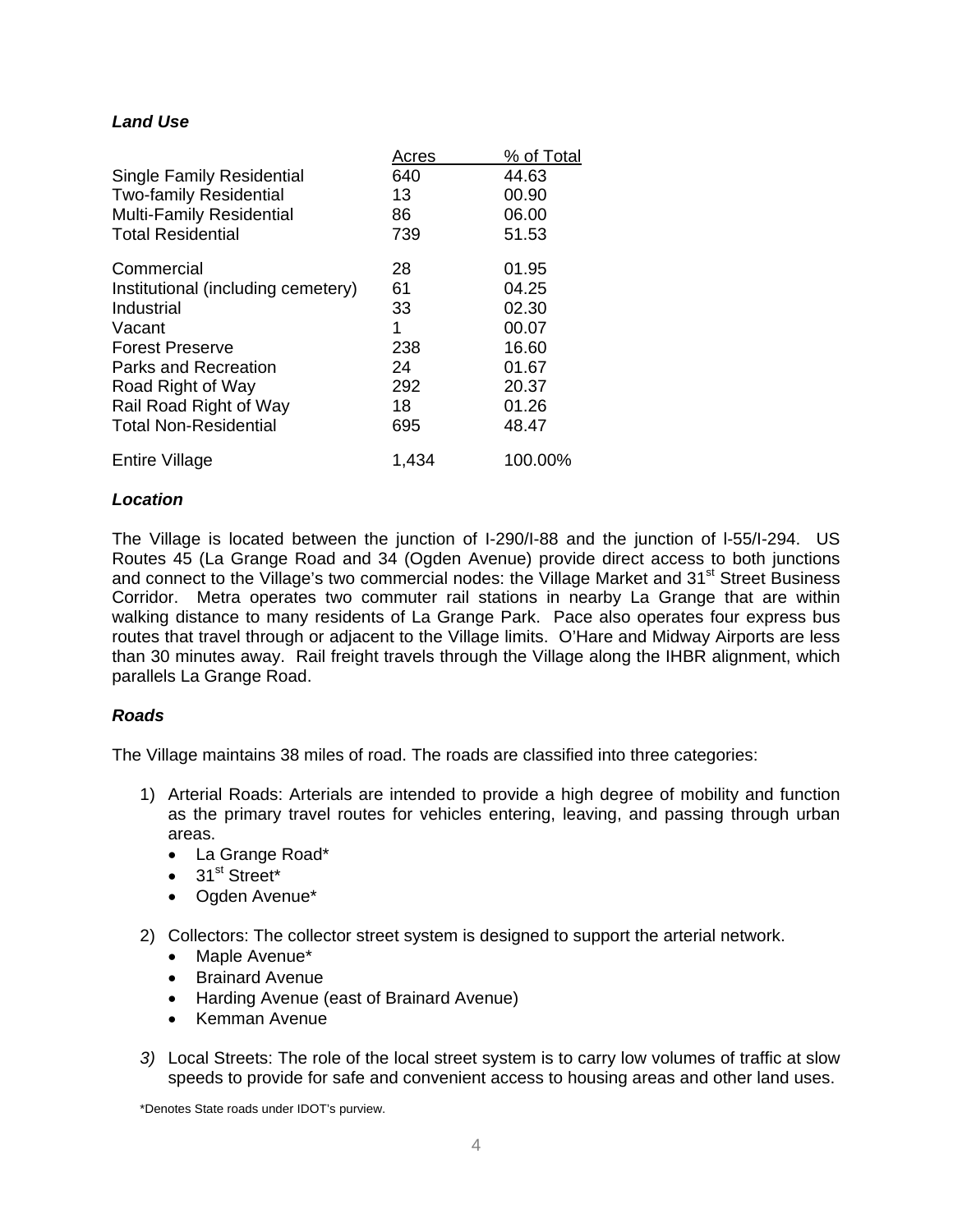***Land Use***

| | Acres | % of Total |
|---|---|---|
| Single Family Residential | 640 | 44.63 |
| Two-family Residential | 13 | 00.90 |
| Multi-Family Residential | 86 | 06.00 |
| Total Residential | 739 | 51.53 |
| Commercial | 28 | 01.95 |
| Institutional (including cemetery) | 61 | 04.25 |
| Industrial | 33 | 02.30 |
| Vacant | 1 | 00.07 |
| Forest Preserve | 238 | 16.60 |
| Parks and Recreation | 24 | 01.67 |
| Road Right of Way | 292 | 20.37 |
| Rail Road Right of Way | 18 | 01.26 |
| Total Non-Residential | 695 | 48.47 |
| Entire Village | 1,434 | 100.00% |

***Location***

The Village is located between the junction of I-290/I-88 and the junction of I-55/I-294. US Routes 45 (La Grange Road and 34 (Ogden Avenue) provide direct access to both junctions and connect to the Village's two commercial nodes: the Village Market and 31st Street Business Corridor. Metra operates two commuter rail stations in nearby La Grange that are within walking distance to many residents of La Grange Park. Pace also operates four express bus routes that travel through or adjacent to the Village limits. O'Hare and Midway Airports are less than 30 minutes away. Rail freight travels through the Village along the IHBR alignment, which parallels La Grange Road.

***Roads***

The Village maintains 38 miles of road. The roads are classified into three categories:

1) Arterial Roads: Arterials are intended to provide a high degree of mobility and function as the primary travel routes for vehicles entering, leaving, and passing through urban areas.
   - La Grange Road*
   - 31st Street*
   - Ogden Avenue*

2) Collectors: The collector street system is designed to support the arterial network.
   - Maple Avenue*
   - Brainard Avenue
   - Harding Avenue (east of Brainard Avenue)
   - Kemman Avenue

3) Local Streets: The role of the local street system is to carry low volumes of traffic at slow speeds to provide for safe and convenient access to housing areas and other land uses.

*Denotes State roads under IDOT's purview.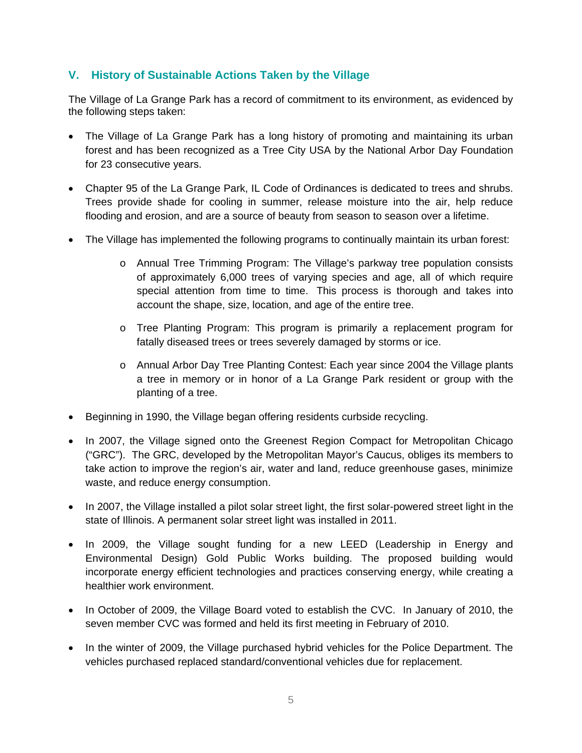## V. History of Sustainable Actions Taken by the Village

The Village of La Grange Park has a record of commitment to its environment, as evidenced by the following steps taken:

- The Village of La Grange Park has a long history of promoting and maintaining its urban forest and has been recognized as a Tree City USA by the National Arbor Day Foundation for 23 consecutive years.
- Chapter 95 of the La Grange Park, IL Code of Ordinances is dedicated to trees and shrubs. Trees provide shade for cooling in summer, release moisture into the air, help reduce flooding and erosion, and are a source of beauty from season to season over a lifetime.
- The Village has implemented the following programs to continually maintain its urban forest:
    - Annual Tree Trimming Program: The Village's parkway tree population consists of approximately 6,000 trees of varying species and age, all of which require special attention from time to time. This process is thorough and takes into account the shape, size, location, and age of the entire tree.
    - Tree Planting Program: This program is primarily a replacement program for fatally diseased trees or trees severely damaged by storms or ice.
    - Annual Arbor Day Tree Planting Contest: Each year since 2004 the Village plants a tree in memory or in honor of a La Grange Park resident or group with the planting of a tree.
- Beginning in 1990, the Village began offering residents curbside recycling.
- In 2007, the Village signed onto the Greenest Region Compact for Metropolitan Chicago ("GRC"). The GRC, developed by the Metropolitan Mayor's Caucus, obliges its members to take action to improve the region's air, water and land, reduce greenhouse gases, minimize waste, and reduce energy consumption.
- In 2007, the Village installed a pilot solar street light, the first solar-powered street light in the state of Illinois. A permanent solar street light was installed in 2011.
- In 2009, the Village sought funding for a new LEED (Leadership in Energy and Environmental Design) Gold Public Works building. The proposed building would incorporate energy efficient technologies and practices conserving energy, while creating a healthier work environment.
- In October of 2009, the Village Board voted to establish the CVC. In January of 2010, the seven member CVC was formed and held its first meeting in February of 2010.
- In the winter of 2009, the Village purchased hybrid vehicles for the Police Department. The vehicles purchased replaced standard/conventional vehicles due for replacement.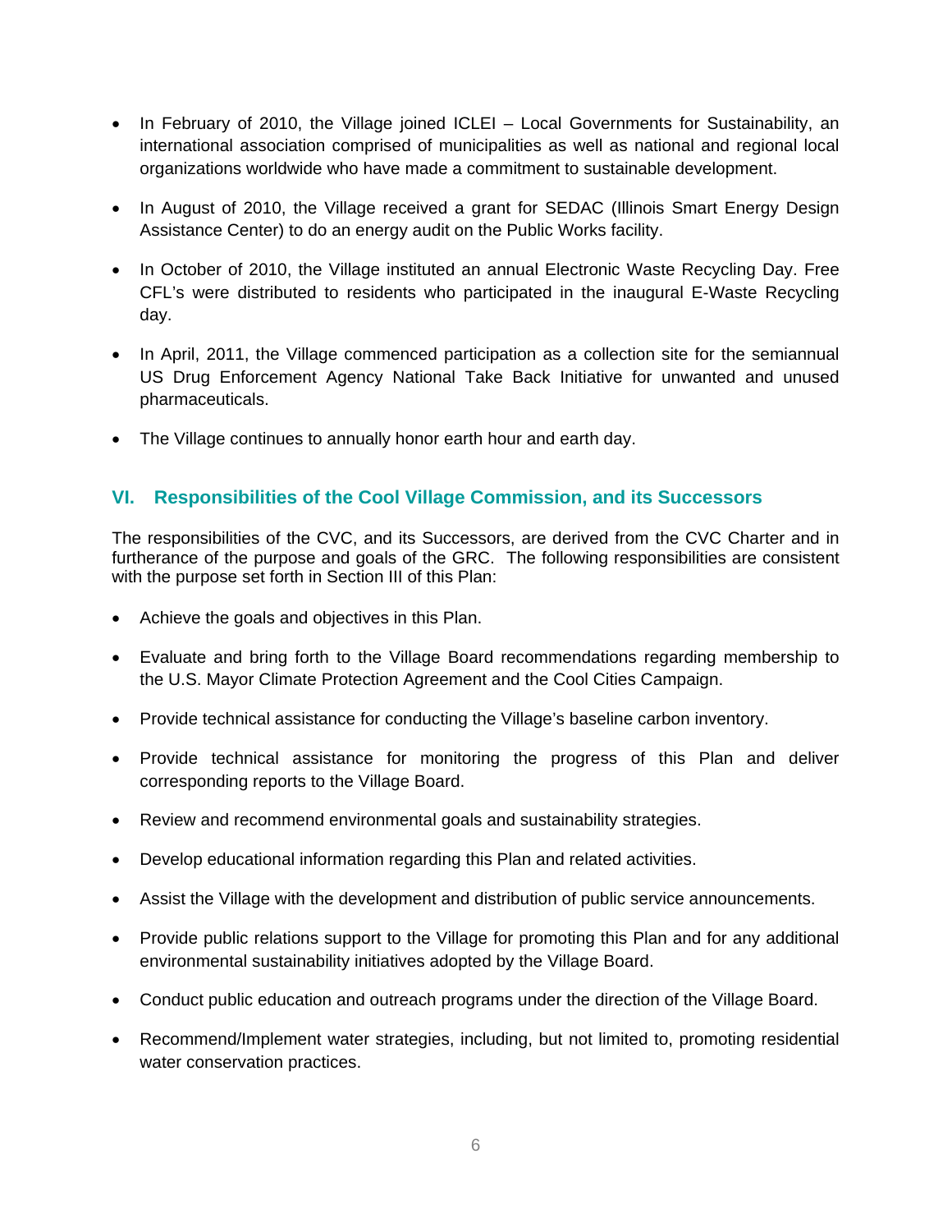- In February of 2010, the Village joined ICLEI – Local Governments for Sustainability, an international association comprised of municipalities as well as national and regional local organizations worldwide who have made a commitment to sustainable development.

- In August of 2010, the Village received a grant for SEDAC (Illinois Smart Energy Design Assistance Center) to do an energy audit on the Public Works facility.

- In October of 2010, the Village instituted an annual Electronic Waste Recycling Day. Free CFL's were distributed to residents who participated in the inaugural E-Waste Recycling day.

- In April, 2011, the Village commenced participation as a collection site for the semiannual US Drug Enforcement Agency National Take Back Initiative for unwanted and unused pharmaceuticals.

- The Village continues to annually honor earth hour and earth day.

## VI. Responsibilities of the Cool Village Commission, and its Successors

The responsibilities of the CVC, and its Successors, are derived from the CVC Charter and in furtherance of the purpose and goals of the GRC. The following responsibilities are consistent with the purpose set forth in Section III of this Plan:

- Achieve the goals and objectives in this Plan.

- Evaluate and bring forth to the Village Board recommendations regarding membership to the U.S. Mayor Climate Protection Agreement and the Cool Cities Campaign.

- Provide technical assistance for conducting the Village's baseline carbon inventory.

- Provide technical assistance for monitoring the progress of this Plan and deliver corresponding reports to the Village Board.

- Review and recommend environmental goals and sustainability strategies.

- Develop educational information regarding this Plan and related activities.

- Assist the Village with the development and distribution of public service announcements.

- Provide public relations support to the Village for promoting this Plan and for any additional environmental sustainability initiatives adopted by the Village Board.

- Conduct public education and outreach programs under the direction of the Village Board.

- Recommend/Implement water strategies, including, but not limited to, promoting residential water conservation practices.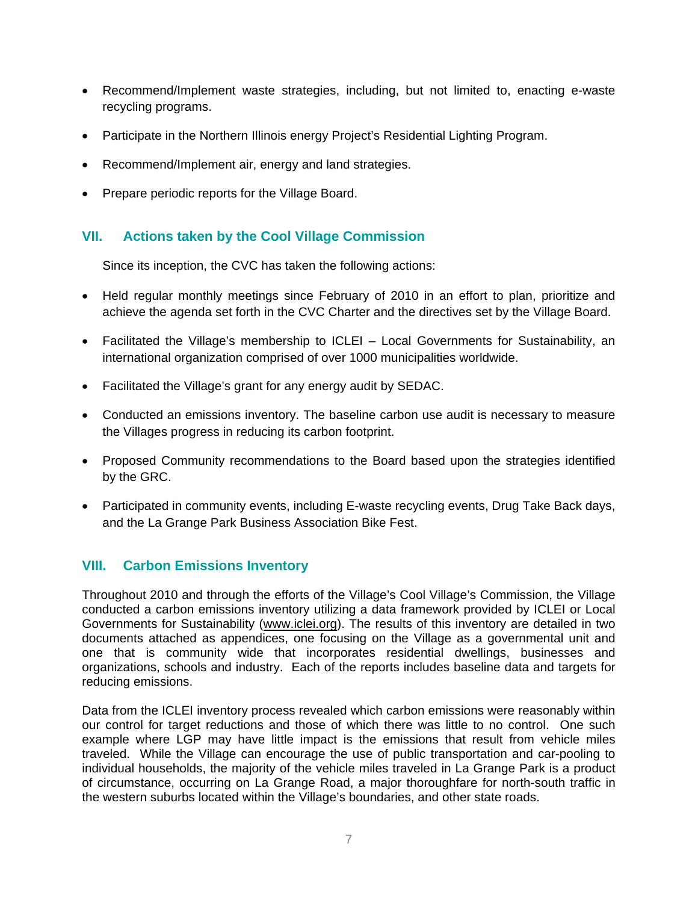- Recommend/Implement waste strategies, including, but not limited to, enacting e-waste recycling programs.

- Participate in the Northern Illinois energy Project's Residential Lighting Program.

- Recommend/Implement air, energy and land strategies.

- Prepare periodic reports for the Village Board.

## VII. Actions taken by the Cool Village Commission

Since its inception, the CVC has taken the following actions:

- Held regular monthly meetings since February of 2010 in an effort to plan, prioritize and achieve the agenda set forth in the CVC Charter and the directives set by the Village Board.

- Facilitated the Village's membership to ICLEI – Local Governments for Sustainability, an international organization comprised of over 1000 municipalities worldwide.

- Facilitated the Village's grant for any energy audit by SEDAC.

- Conducted an emissions inventory. The baseline carbon use audit is necessary to measure the Villages progress in reducing its carbon footprint.

- Proposed Community recommendations to the Board based upon the strategies identified by the GRC.

- Participated in community events, including E-waste recycling events, Drug Take Back days, and the La Grange Park Business Association Bike Fest.

## VIII. Carbon Emissions Inventory

Throughout 2010 and through the efforts of the Village's Cool Village's Commission, the Village conducted a carbon emissions inventory utilizing a data framework provided by ICLEI or Local Governments for Sustainability (www.iclei.org). The results of this inventory are detailed in two documents attached as appendices, one focusing on the Village as a governmental unit and one that is community wide that incorporates residential dwellings, businesses and organizations, schools and industry. Each of the reports includes baseline data and targets for reducing emissions.

Data from the ICLEI inventory process revealed which carbon emissions were reasonably within our control for target reductions and those of which there was little to no control. One such example where LGP may have little impact is the emissions that result from vehicle miles traveled. While the Village can encourage the use of public transportation and car-pooling to individual households, the majority of the vehicle miles traveled in La Grange Park is a product of circumstance, occurring on La Grange Road, a major thoroughfare for north-south traffic in the western suburbs located within the Village's boundaries, and other state roads.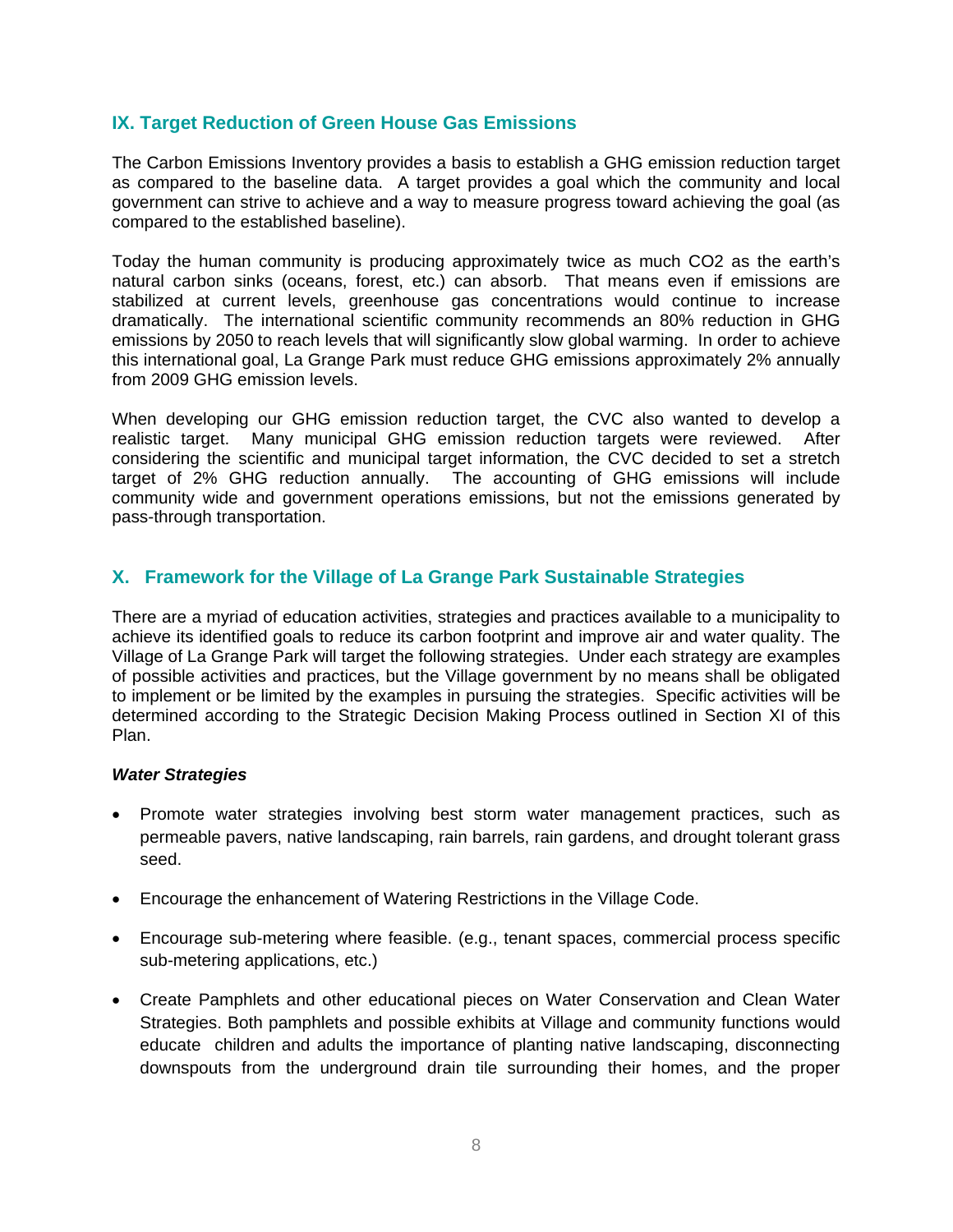## IX. Target Reduction of Green House Gas Emissions

The Carbon Emissions Inventory provides a basis to establish a GHG emission reduction target as compared to the baseline data. A target provides a goal which the community and local government can strive to achieve and a way to measure progress toward achieving the goal (as compared to the established baseline).

Today the human community is producing approximately twice as much CO2 as the earth's natural carbon sinks (oceans, forest, etc.) can absorb. That means even if emissions are stabilized at current levels, greenhouse gas concentrations would continue to increase dramatically. The international scientific community recommends an 80% reduction in GHG emissions by 2050 to reach levels that will significantly slow global warming. In order to achieve this international goal, La Grange Park must reduce GHG emissions approximately 2% annually from 2009 GHG emission levels.

When developing our GHG emission reduction target, the CVC also wanted to develop a realistic target. Many municipal GHG emission reduction targets were reviewed. After considering the scientific and municipal target information, the CVC decided to set a stretch target of 2% GHG reduction annually. The accounting of GHG emissions will include community wide and government operations emissions, but not the emissions generated by pass-through transportation.

## X. Framework for the Village of La Grange Park Sustainable Strategies

There are a myriad of education activities, strategies and practices available to a municipality to achieve its identified goals to reduce its carbon footprint and improve air and water quality. The Village of La Grange Park will target the following strategies. Under each strategy are examples of possible activities and practices, but the Village government by no means shall be obligated to implement or be limited by the examples in pursuing the strategies. Specific activities will be determined according to the Strategic Decision Making Process outlined in Section XI of this Plan.

***Water Strategies***

- Promote water strategies involving best storm water management practices, such as permeable pavers, native landscaping, rain barrels, rain gardens, and drought tolerant grass seed.
- Encourage the enhancement of Watering Restrictions in the Village Code.
- Encourage sub-metering where feasible. (e.g., tenant spaces, commercial process specific sub-metering applications, etc.)
- Create Pamphlets and other educational pieces on Water Conservation and Clean Water Strategies. Both pamphlets and possible exhibits at Village and community functions would educate children and adults the importance of planting native landscaping, disconnecting downspouts from the underground drain tile surrounding their homes, and the proper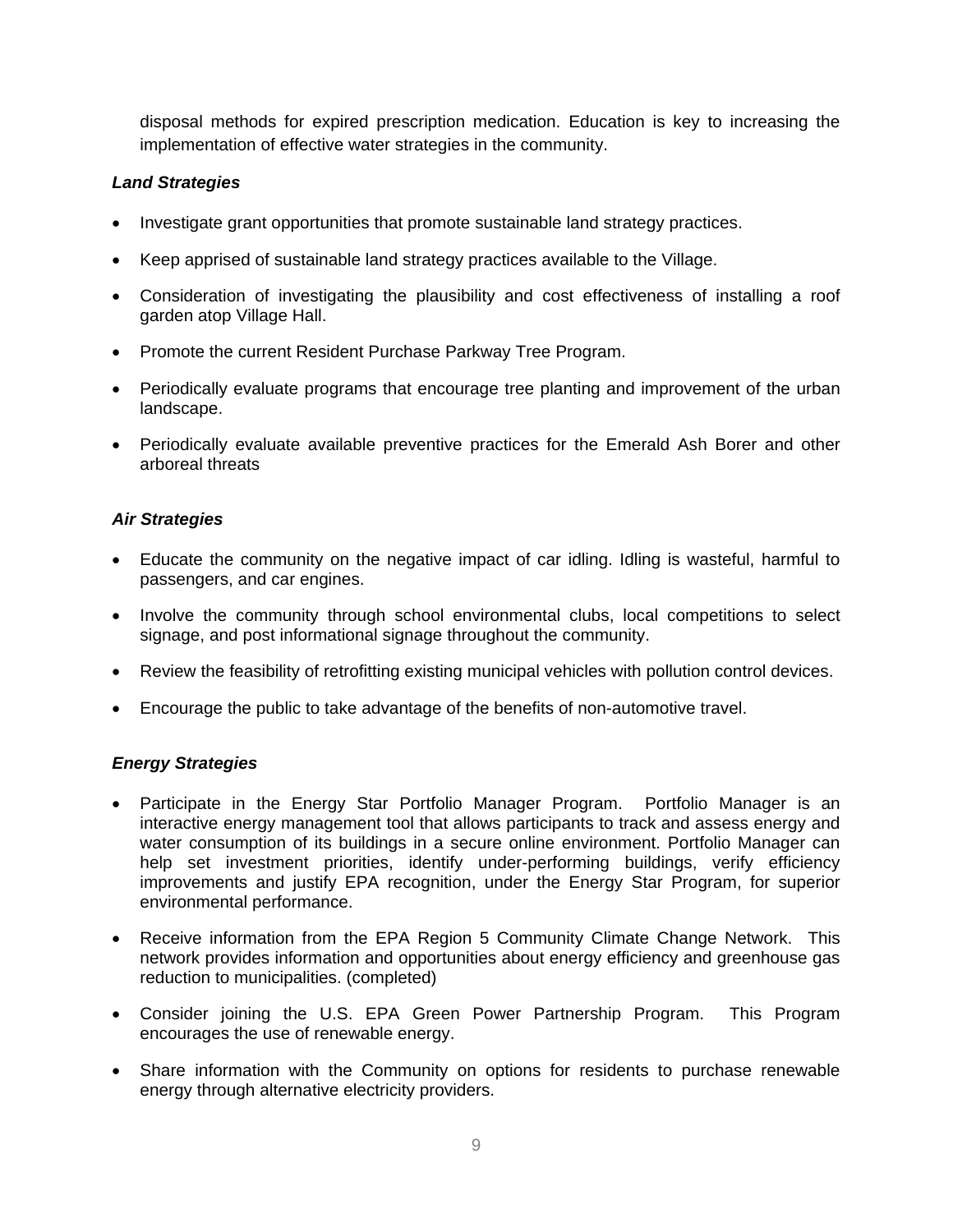disposal methods for expired prescription medication. Education is key to increasing the implementation of effective water strategies in the community.

***Land Strategies***

- Investigate grant opportunities that promote sustainable land strategy practices.
- Keep apprised of sustainable land strategy practices available to the Village.
- Consideration of investigating the plausibility and cost effectiveness of installing a roof garden atop Village Hall.
- Promote the current Resident Purchase Parkway Tree Program.
- Periodically evaluate programs that encourage tree planting and improvement of the urban landscape.
- Periodically evaluate available preventive practices for the Emerald Ash Borer and other arboreal threats

***Air Strategies***

- Educate the community on the negative impact of car idling. Idling is wasteful, harmful to passengers, and car engines.
- Involve the community through school environmental clubs, local competitions to select signage, and post informational signage throughout the community.
- Review the feasibility of retrofitting existing municipal vehicles with pollution control devices.
- Encourage the public to take advantage of the benefits of non-automotive travel.

***Energy Strategies***

- Participate in the Energy Star Portfolio Manager Program. Portfolio Manager is an interactive energy management tool that allows participants to track and assess energy and water consumption of its buildings in a secure online environment. Portfolio Manager can help set investment priorities, identify under-performing buildings, verify efficiency improvements and justify EPA recognition, under the Energy Star Program, for superior environmental performance.
- Receive information from the EPA Region 5 Community Climate Change Network. This network provides information and opportunities about energy efficiency and greenhouse gas reduction to municipalities. (completed)
- Consider joining the U.S. EPA Green Power Partnership Program. This Program encourages the use of renewable energy.
- Share information with the Community on options for residents to purchase renewable energy through alternative electricity providers.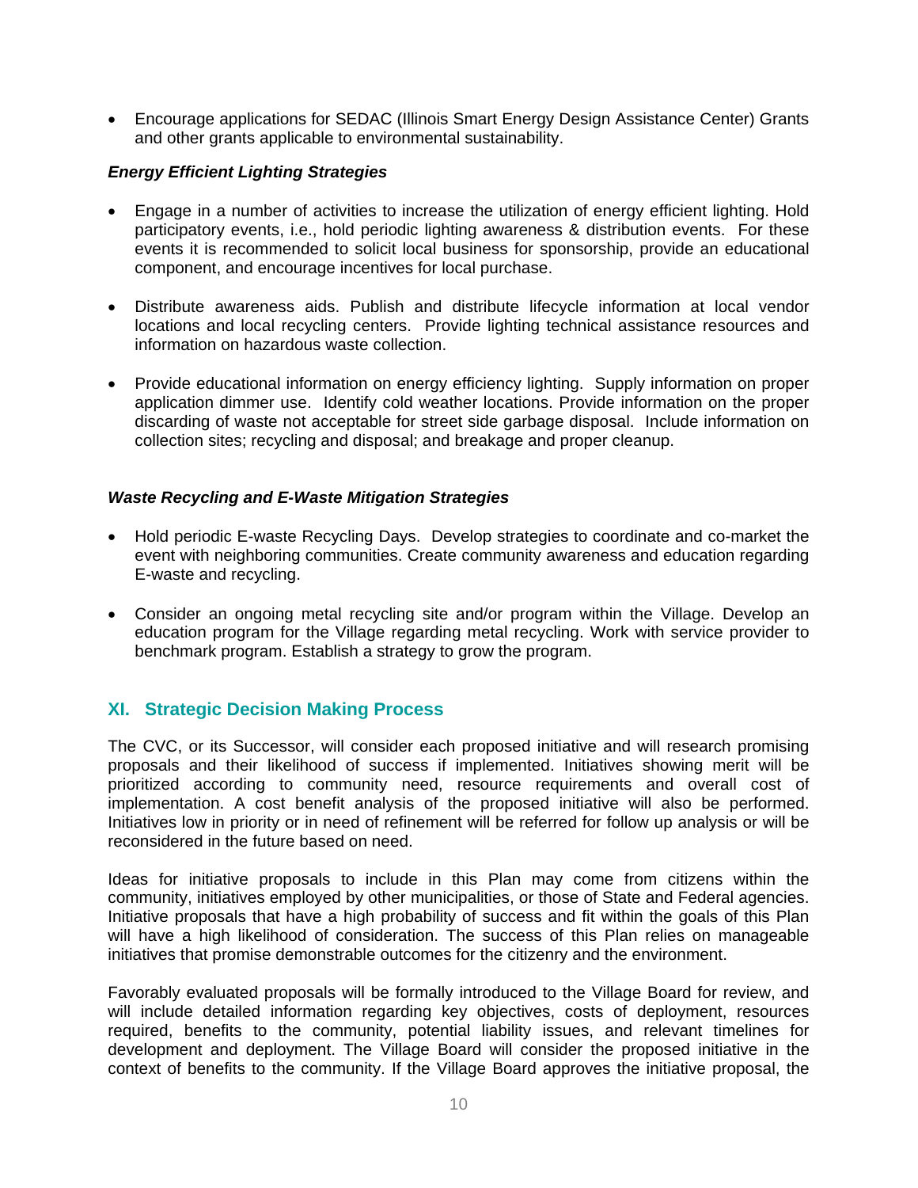- Encourage applications for SEDAC (Illinois Smart Energy Design Assistance Center) Grants and other grants applicable to environmental sustainability.

***Energy Efficient Lighting Strategies***

- Engage in a number of activities to increase the utilization of energy efficient lighting. Hold participatory events, i.e., hold periodic lighting awareness & distribution events. For these events it is recommended to solicit local business for sponsorship, provide an educational component, and encourage incentives for local purchase.

- Distribute awareness aids. Publish and distribute lifecycle information at local vendor locations and local recycling centers. Provide lighting technical assistance resources and information on hazardous waste collection.

- Provide educational information on energy efficiency lighting. Supply information on proper application dimmer use. Identify cold weather locations. Provide information on the proper discarding of waste not acceptable for street side garbage disposal. Include information on collection sites; recycling and disposal; and breakage and proper cleanup.

***Waste Recycling and E-Waste Mitigation Strategies***

- Hold periodic E-waste Recycling Days. Develop strategies to coordinate and co-market the event with neighboring communities. Create community awareness and education regarding E-waste and recycling.

- Consider an ongoing metal recycling site and/or program within the Village. Develop an education program for the Village regarding metal recycling. Work with service provider to benchmark program. Establish a strategy to grow the program.

## XI. Strategic Decision Making Process

The CVC, or its Successor, will consider each proposed initiative and will research promising proposals and their likelihood of success if implemented. Initiatives showing merit will be prioritized according to community need, resource requirements and overall cost of implementation. A cost benefit analysis of the proposed initiative will also be performed. Initiatives low in priority or in need of refinement will be referred for follow up analysis or will be reconsidered in the future based on need.

Ideas for initiative proposals to include in this Plan may come from citizens within the community, initiatives employed by other municipalities, or those of State and Federal agencies. Initiative proposals that have a high probability of success and fit within the goals of this Plan will have a high likelihood of consideration. The success of this Plan relies on manageable initiatives that promise demonstrable outcomes for the citizenry and the environment.

Favorably evaluated proposals will be formally introduced to the Village Board for review, and will include detailed information regarding key objectives, costs of deployment, resources required, benefits to the community, potential liability issues, and relevant timelines for development and deployment. The Village Board will consider the proposed initiative in the context of benefits to the community. If the Village Board approves the initiative proposal, the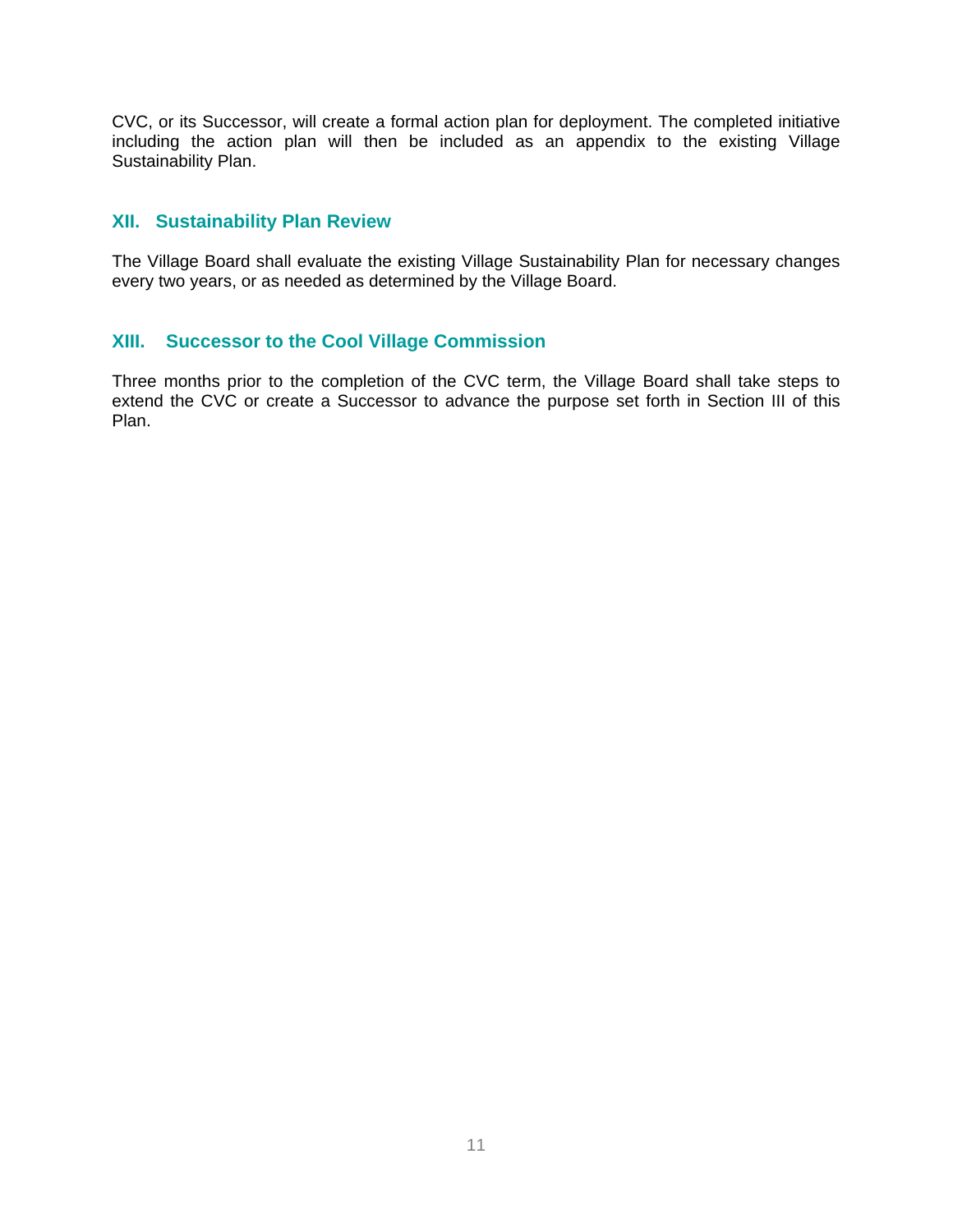CVC, or its Successor, will create a formal action plan for deployment. The completed initiative including the action plan will then be included as an appendix to the existing Village Sustainability Plan.

## XII. Sustainability Plan Review

The Village Board shall evaluate the existing Village Sustainability Plan for necessary changes every two years, or as needed as determined by the Village Board.

## XIII. Successor to the Cool Village Commission

Three months prior to the completion of the CVC term, the Village Board shall take steps to extend the CVC or create a Successor to advance the purpose set forth in Section III of this Plan.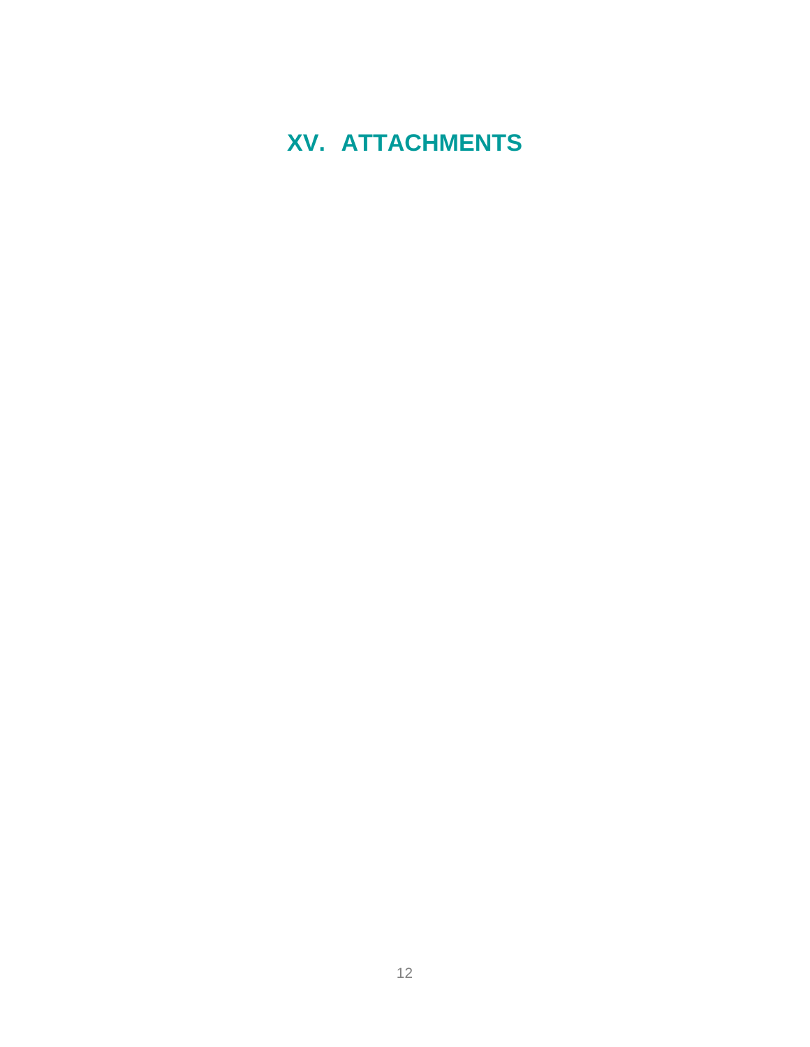# XV. ATTACHMENTS